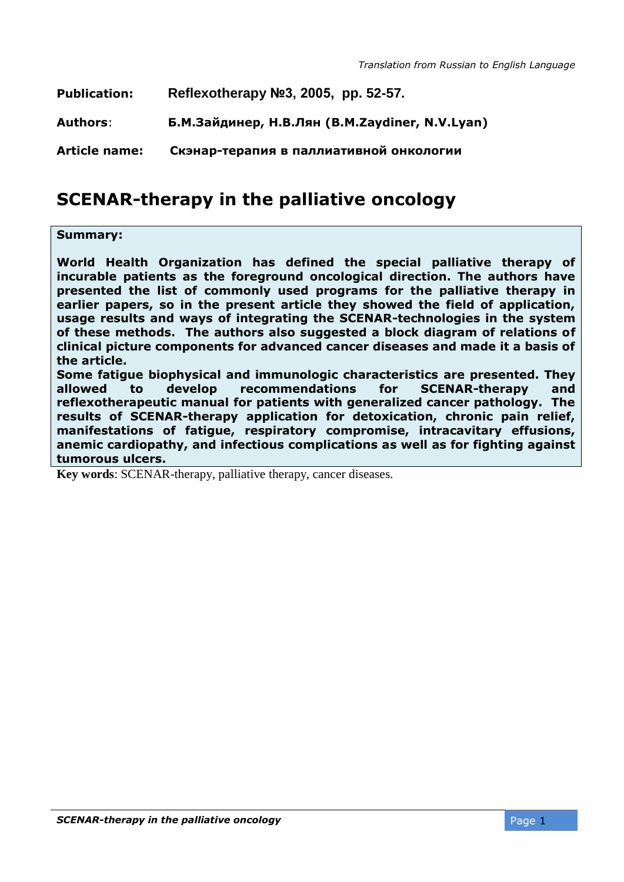*Translation from Russian to English Language*

**Publication:** **Reflexotherapy №3, 2005, pp. 52-57.**

**Authors**: **Б.М.Зайдинер, Н.В.Лян (B.M.Zaydiner, N.V.Lyan)**

**Article name:** **Скэнар-терапия в паллиативной онкологии**

# SCENAR-therapy in the palliative oncology

**Summary:**

**World Health Organization has defined the special palliative therapy of incurable patients as the foreground oncological direction. The authors have presented the list of commonly used programs for the palliative therapy in earlier papers, so in the present article they showed the field of application, usage results and ways of integrating the SCENAR-technologies in the system of these methods. The authors also suggested a block diagram of relations of clinical picture components for advanced cancer diseases and made it a basis of the article.**

**Some fatigue biophysical and immunologic characteristics are presented. They allowed to develop recommendations for SCENAR-therapy and reflexotherapeutic manual for patients with generalized cancer pathology. The results of SCENAR-therapy application for detoxication, chronic pain relief, manifestations of fatigue, respiratory compromise, intracavitary effusions, anemic cardiopathy, and infectious complications as well as for fighting against tumorous ulcers.**

**Key words**: SCENAR-therapy, palliative therapy, cancer diseases.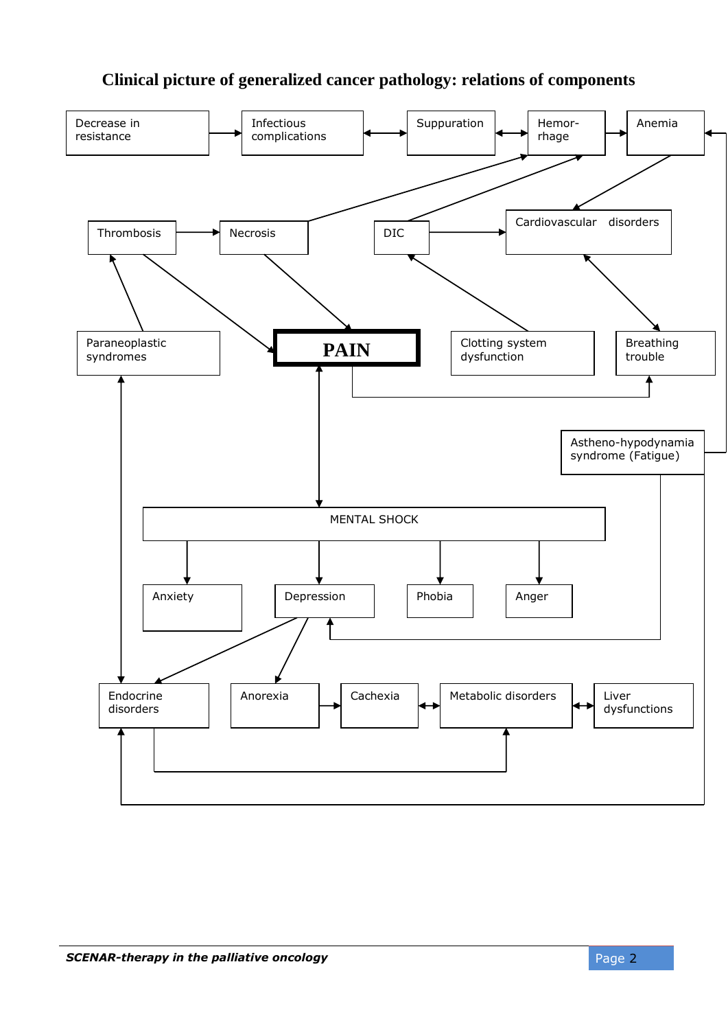# Clinical picture of generalized cancer pathology: relations of components

Decrease in resistance

Infectious complications

Suppuration

Hemor-rhage

Anemia

Thrombosis

Necrosis

DIC

Cardiovascular disorders

Paraneoplastic syndromes

**PAIN**

Clotting system dysfunction

Breathing trouble

Astheno-hypodynamia syndrome (Fatigue)

MENTAL SHOCK

Anxiety

Depression

Phobia

Anger

Endocrine disorders

Anorexia

Cachexia

Metabolic disorders

Liver dysfunctions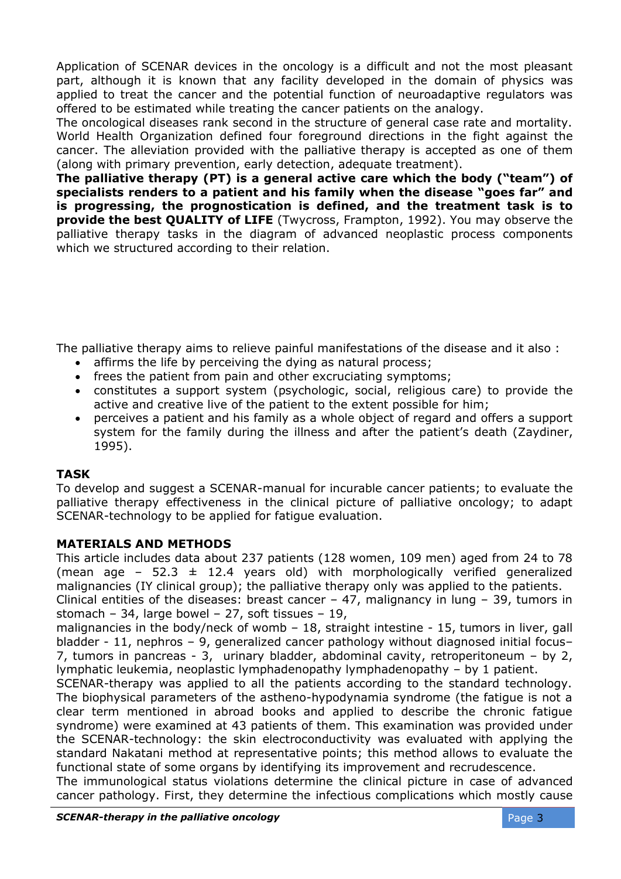Application of SCENAR devices in the oncology is a difficult and not the most pleasant part, although it is known that any facility developed in the domain of physics was applied to treat the cancer and the potential function of neuroadaptive regulators was offered to be estimated while treating the cancer patients on the analogy.

The oncological diseases rank second in the structure of general case rate and mortality. World Health Organization defined four foreground directions in the fight against the cancer. The alleviation provided with the palliative therapy is accepted as one of them (along with primary prevention, early detection, adequate treatment).

**The palliative therapy (PT) is a general active care which the body ("team") of specialists renders to a patient and his family when the disease "goes far" and is progressing, the prognostication is defined, and the treatment task is to provide the best QUALITY of LIFE** (Twycross, Frampton, 1992). You may observe the palliative therapy tasks in the diagram of advanced neoplastic process components which we structured according to their relation.

The palliative therapy aims to relieve painful manifestations of the disease and it also :

- affirms the life by perceiving the dying as natural process;
- frees the patient from pain and other excruciating symptoms;
- constitutes a support system (psychologic, social, religious care) to provide the active and creative live of the patient to the extent possible for him;
- perceives a patient and his family as a whole object of regard and offers a support system for the family during the illness and after the patient's death (Zaydiner, 1995).

## TASK

To develop and suggest a SCENAR-manual for incurable cancer patients; to evaluate the palliative therapy effectiveness in the clinical picture of palliative oncology; to adapt SCENAR-technology to be applied for fatigue evaluation.

## MATERIALS AND METHODS

This article includes data about 237 patients (128 women, 109 men) aged from 24 to 78 (mean age – 52.3 ± 12.4 years old) with morphologically verified generalized malignancies (IY clinical group); the palliative therapy only was applied to the patients.

Clinical entities of the diseases: breast cancer – 47, malignancy in lung – 39, tumors in stomach – 34, large bowel – 27, soft tissues – 19,

malignancies in the body/neck of womb – 18, straight intestine - 15, tumors in liver, gall bladder - 11, nephros – 9, generalized cancer pathology without diagnosed initial focus– 7, tumors in pancreas - 3, urinary bladder, abdominal cavity, retroperitoneum – by 2, lymphatic leukemia, neoplastic lymphadenopathy lymphadenopathy – by 1 patient.

SCENAR-therapy was applied to all the patients according to the standard technology. The biophysical parameters of the astheno-hypodynamia syndrome (the fatigue is not a clear term mentioned in abroad books and applied to describe the chronic fatigue syndrome) were examined at 43 patients of them. This examination was provided under the SCENAR-technology: the skin electroconductivity was evaluated with applying the standard Nakatani method at representative points; this method allows to evaluate the functional state of some organs by identifying its improvement and recrudescence.

The immunological status violations determine the clinical picture in case of advanced cancer pathology. First, they determine the infectious complications which mostly cause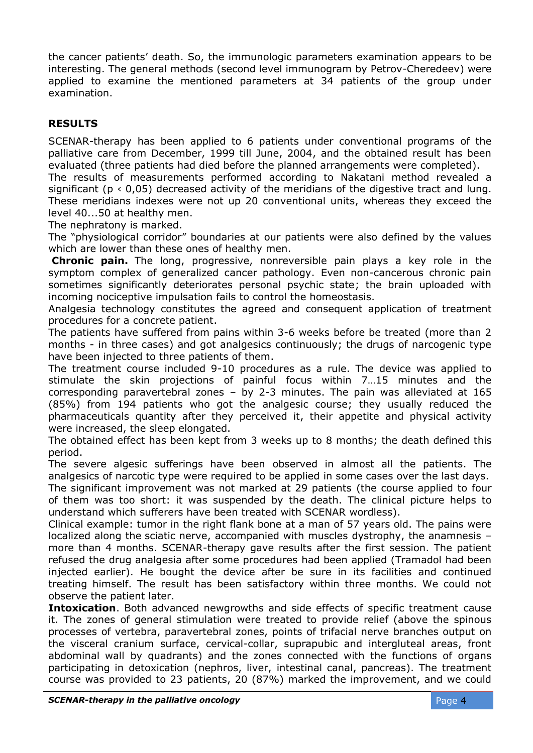the cancer patients' death. So, the immunologic parameters examination appears to be interesting. The general methods (second level immunogram by Petrov-Cheredeev) were applied to examine the mentioned parameters at 34 patients of the group under examination.

## RESULTS

SCENAR-therapy has been applied to 6 patients under conventional programs of the palliative care from December, 1999 till June, 2004, and the obtained result has been evaluated (three patients had died before the planned arrangements were completed).

The results of measurements performed according to Nakatani method revealed a significant ($p < 0,05$) decreased activity of the meridians of the digestive tract and lung. These meridians indexes were not up 20 conventional units, whereas they exceed the level 40...50 at healthy men.

The nephratony is marked.

The "physiological corridor" boundaries at our patients were also defined by the values which are lower than these ones of healthy men.

**Chronic pain.** The long, progressive, nonreversible pain plays a key role in the symptom complex of generalized cancer pathology. Even non-cancerous chronic pain sometimes significantly deteriorates personal psychic state; the brain uploaded with incoming nociceptive impulsation fails to control the homeostasis.

Analgesia technology constitutes the agreed and consequent application of treatment procedures for a concrete patient.

The patients have suffered from pains within 3-6 weeks before be treated (more than 2 months - in three cases) and got analgesics continuously; the drugs of narcogenic type have been injected to three patients of them.

The treatment course included 9-10 procedures as a rule. The device was applied to stimulate the skin projections of painful focus within 7…15 minutes and the corresponding paravertebral zones – by 2-3 minutes. The pain was alleviated at 165 (85%) from 194 patients who got the analgesic course; they usually reduced the pharmaceuticals quantity after they perceived it, their appetite and physical activity were increased, the sleep elongated.

The obtained effect has been kept from 3 weeks up to 8 months; the death defined this period.

The severe algesic sufferings have been observed in almost all the patients. The analgesics of narcotic type were required to be applied in some cases over the last days.

The significant improvement was not marked at 29 patients (the course applied to four of them was too short: it was suspended by the death. The clinical picture helps to understand which sufferers have been treated with SCENAR wordless).

Clinical example: tumor in the right flank bone at a man of 57 years old. The pains were localized along the sciatic nerve, accompanied with muscles dystrophy, the anamnesis – more than 4 months. SCENAR-therapy gave results after the first session. The patient refused the drug analgesia after some procedures had been applied (Tramadol had been injected earlier). He bought the device after be sure in its facilities and continued treating himself. The result has been satisfactory within three months. We could not observe the patient later.

**Intoxication**. Both advanced newgrowths and side effects of specific treatment cause it. The zones of general stimulation were treated to provide relief (above the spinous processes of vertebra, paravertebral zones, points of trifacial nerve branches output on the visceral cranium surface, cervical-collar, suprapubic and intergluteal areas, front abdominal wall by quadrants) and the zones connected with the functions of organs participating in detoxication (nephros, liver, intestinal canal, pancreas). The treatment course was provided to 23 patients, 20 (87%) marked the improvement, and we could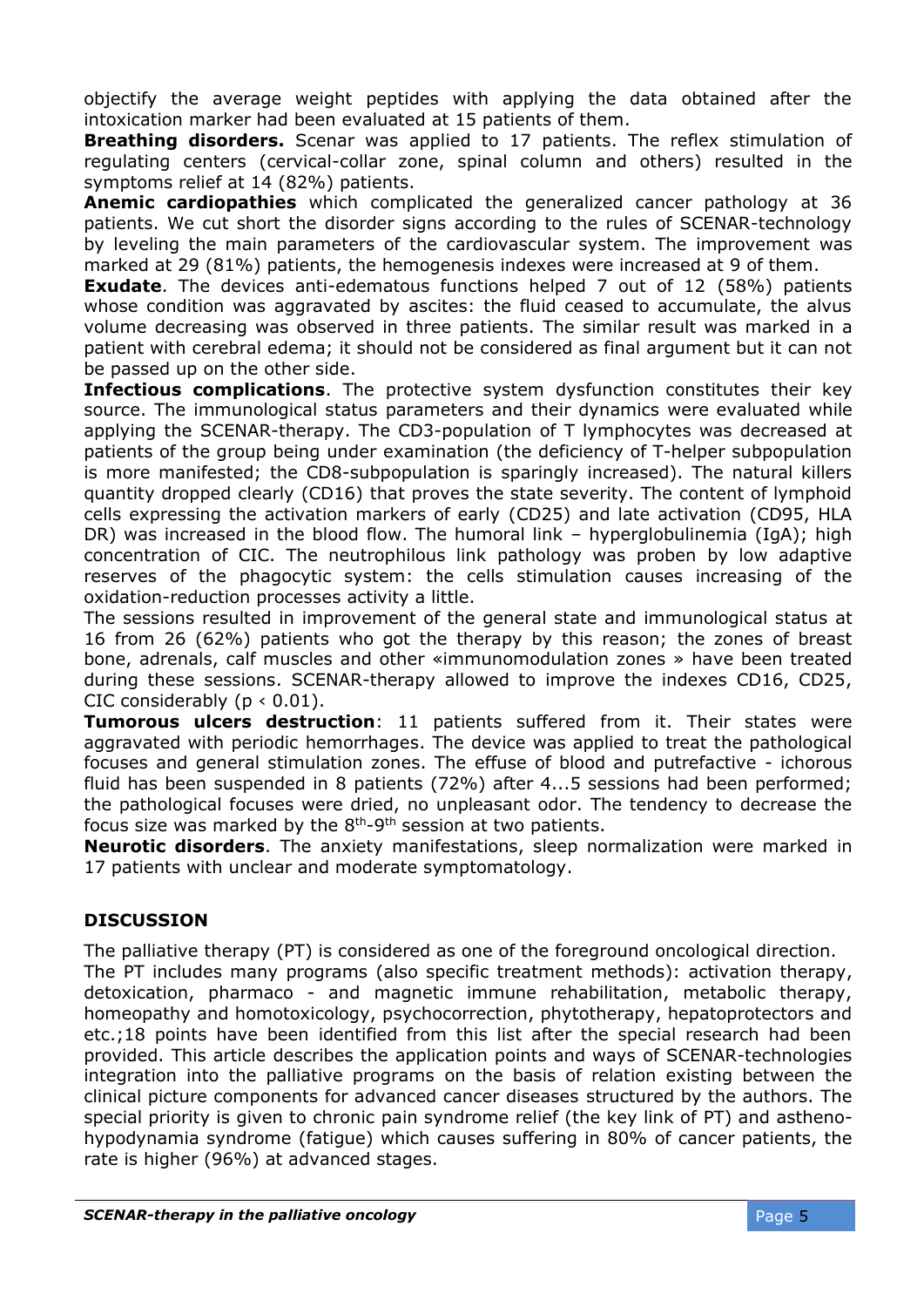objectify the average weight peptides with applying the data obtained after the intoxication marker had been evaluated at 15 patients of them.

**Breathing disorders.** Scenar was applied to 17 patients. The reflex stimulation of regulating centers (cervical-collar zone, spinal column and others) resulted in the symptoms relief at 14 (82%) patients.

**Anemic cardiopathies** which complicated the generalized cancer pathology at 36 patients. We cut short the disorder signs according to the rules of SCENAR-technology by leveling the main parameters of the cardiovascular system. The improvement was marked at 29 (81%) patients, the hemogenesis indexes were increased at 9 of them.

**Exudate**. The devices anti-edematous functions helped 7 out of 12 (58%) patients whose condition was aggravated by ascites: the fluid ceased to accumulate, the alvus volume decreasing was observed in three patients. The similar result was marked in a patient with cerebral edema; it should not be considered as final argument but it can not be passed up on the other side.

**Infectious complications**. The protective system dysfunction constitutes their key source. The immunological status parameters and their dynamics were evaluated while applying the SCENAR-therapy. The CD3-population of T lymphocytes was decreased at patients of the group being under examination (the deficiency of T-helper subpopulation is more manifested; the CD8-subpopulation is sparingly increased). The natural killers quantity dropped clearly (CD16) that proves the state severity. The content of lymphoid cells expressing the activation markers of early (CD25) and late activation (CD95, HLA DR) was increased in the blood flow. The humoral link – hyperglobulinemia (IgA); high concentration of CIC. The neutrophilous link pathology was proben by low adaptive reserves of the phagocytic system: the cells stimulation causes increasing of the oxidation-reduction processes activity a little.

The sessions resulted in improvement of the general state and immunological status at 16 from 26 (62%) patients who got the therapy by this reason; the zones of breast bone, adrenals, calf muscles and other «immunomodulation zones » have been treated during these sessions. SCENAR-therapy allowed to improve the indexes CD16, CD25, CIC considerably ($p < 0.01$).

**Tumorous ulcers destruction**: 11 patients suffered from it. Their states were aggravated with periodic hemorrhages. The device was applied to treat the pathological focuses and general stimulation zones. The effuse of blood and putrefactive - ichorous fluid has been suspended in 8 patients (72%) after 4...5 sessions had been performed; the pathological focuses were dried, no unpleasant odor. The tendency to decrease the focus size was marked by the 8th-9th session at two patients.

**Neurotic disorders**. The anxiety manifestations, sleep normalization were marked in 17 patients with unclear and moderate symptomatology.

## DISCUSSION

The palliative therapy (PT) is considered as one of the foreground oncological direction.

The PT includes many programs (also specific treatment methods): activation therapy, detoxication, pharmaco - and magnetic immune rehabilitation, metabolic therapy, homeopathy and homotoxicology, psychocorrection, phytotherapy, hepatoprotectors and etc.;18 points have been identified from this list after the special research had been provided. This article describes the application points and ways of SCENAR-technologies integration into the palliative programs on the basis of relation existing between the clinical picture components for advanced cancer diseases structured by the authors. The special priority is given to chronic pain syndrome relief (the key link of PT) and astheno-hypodynamia syndrome (fatigue) which causes suffering in 80% of cancer patients, the rate is higher (96%) at advanced stages.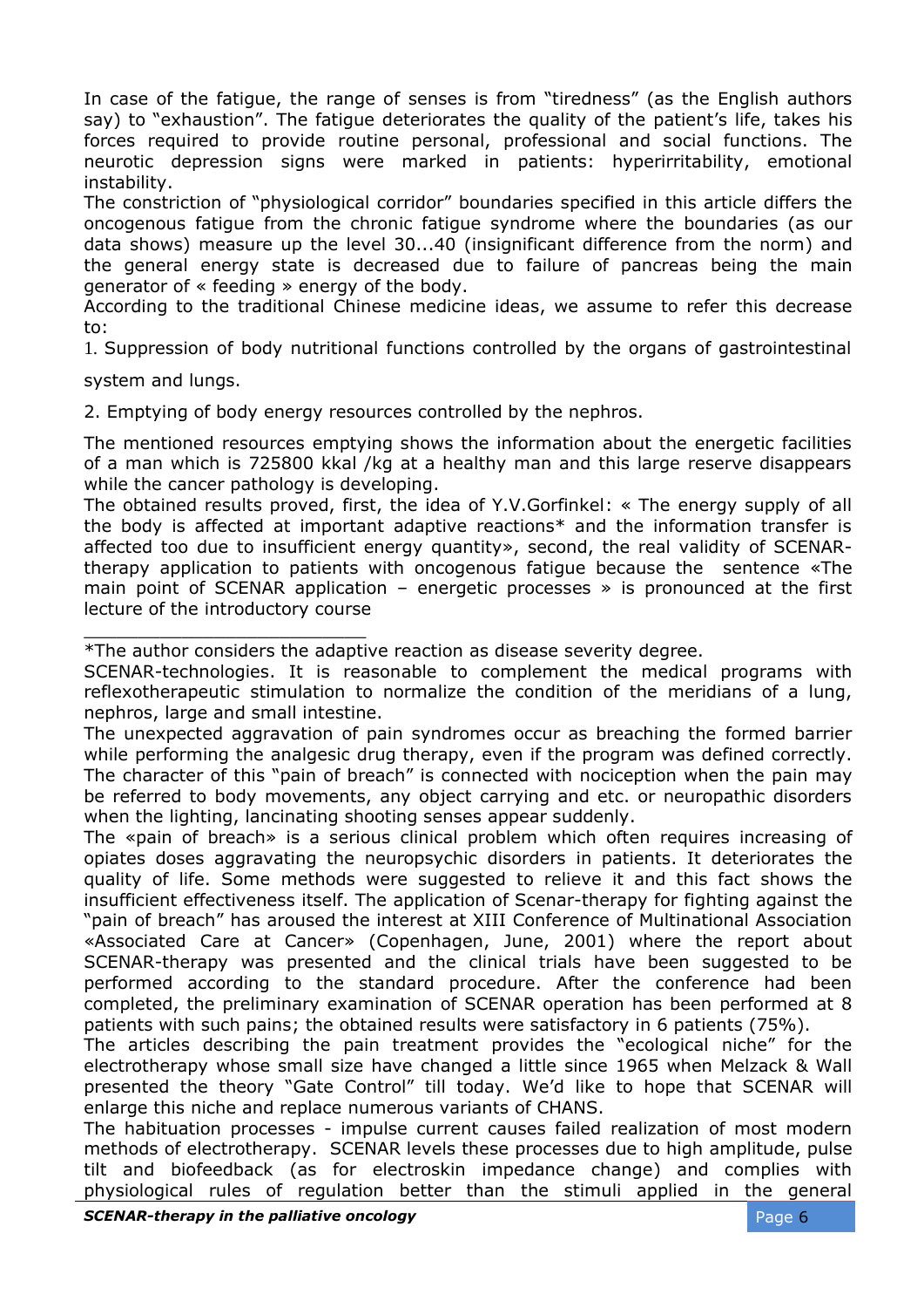In case of the fatigue, the range of senses is from "tiredness" (as the English authors say) to "exhaustion". The fatigue deteriorates the quality of the patient's life, takes his forces required to provide routine personal, professional and social functions. The neurotic depression signs were marked in patients: hyperirritability, emotional instability.

The constriction of "physiological corridor" boundaries specified in this article differs the oncogenous fatigue from the chronic fatigue syndrome where the boundaries (as our data shows) measure up the level 30...40 (insignificant difference from the norm) and the general energy state is decreased due to failure of pancreas being the main generator of « feeding » energy of the body.

According to the traditional Chinese medicine ideas, we assume to refer this decrease to:

1. Suppression of body nutritional functions controlled by the organs of gastrointestinal system and lungs.
2. Emptying of body energy resources controlled by the nephros.

The mentioned resources emptying shows the information about the energetic facilities of a man which is 725800 kkal /kg at a healthy man and this large reserve disappears while the cancer pathology is developing.

The obtained results proved, first, the idea of Y.V.Gorfinkel: « The energy supply of all the body is affected at important adaptive reactions* and the information transfer is affected too due to insufficient energy quantity», second, the real validity of SCENAR-therapy application to patients with oncogenous fatigue because the sentence «The main point of SCENAR application – energetic processes » is pronounced at the first lecture of the introductory course

---

*The author considers the adaptive reaction as disease severity degree.

SCENAR-technologies. It is reasonable to complement the medical programs with reflexotherapeutic stimulation to normalize the condition of the meridians of a lung, nephros, large and small intestine.

The unexpected aggravation of pain syndromes occur as breaching the formed barrier while performing the analgesic drug therapy, even if the program was defined correctly. The character of this "pain of breach" is connected with nociception when the pain may be referred to body movements, any object carrying and etc. or neuropathic disorders when the lighting, lancinating shooting senses appear suddenly.

The «pain of breach» is a serious clinical problem which often requires increasing of opiates doses aggravating the neuropsychic disorders in patients. It deteriorates the quality of life. Some methods were suggested to relieve it and this fact shows the insufficient effectiveness itself. The application of Scenar-therapy for fighting against the "pain of breach" has aroused the interest at XIII Conference of Multinational Association «Associated Care at Cancer» (Copenhagen, June, 2001) where the report about SCENAR-therapy was presented and the clinical trials have been suggested to be performed according to the standard procedure. After the conference had been completed, the preliminary examination of SCENAR operation has been performed at 8 patients with such pains; the obtained results were satisfactory in 6 patients (75%).

The articles describing the pain treatment provides the "ecological niche" for the electrotherapy whose small size have changed a little since 1965 when Melzack & Wall presented the theory "Gate Control" till today. We'd like to hope that SCENAR will enlarge this niche and replace numerous variants of CHANS.

The habituation processes - impulse current causes failed realization of most modern methods of electrotherapy. SCENAR levels these processes due to high amplitude, pulse tilt and biofeedback (as for electroskin impedance change) and complies with physiological rules of regulation better than the stimuli applied in the general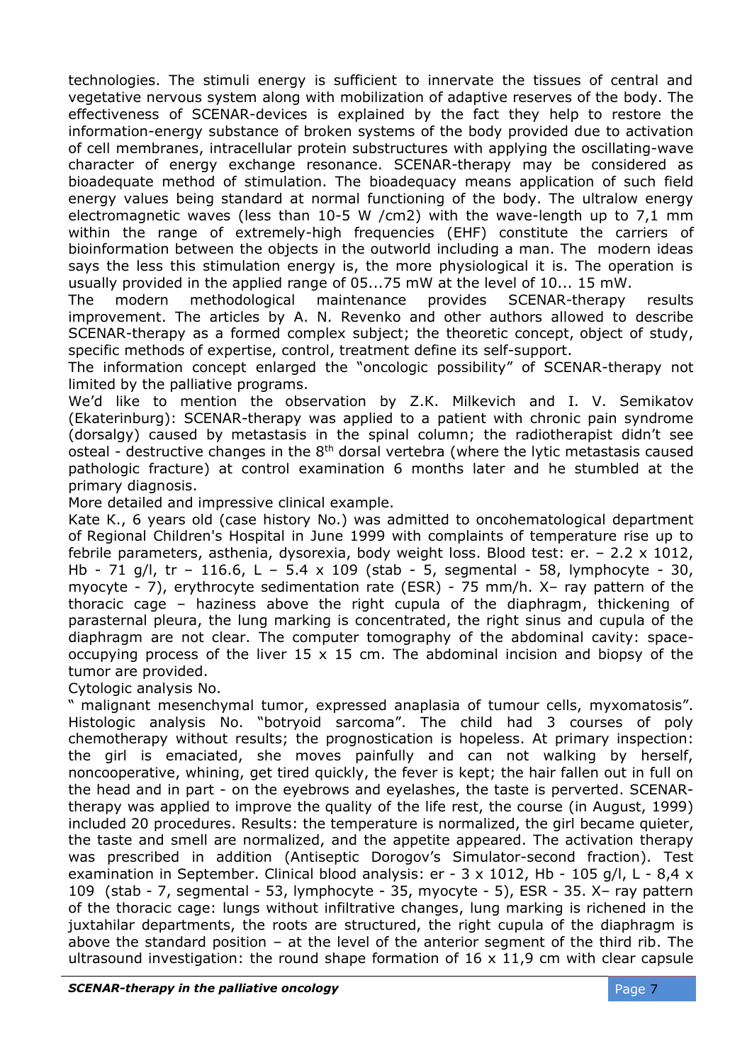technologies. The stimuli energy is sufficient to innervate the tissues of central and vegetative nervous system along with mobilization of adaptive reserves of the body. The effectiveness of SCENAR-devices is explained by the fact they help to restore the information-energy substance of broken systems of the body provided due to activation of cell membranes, intracellular protein substructures with applying the oscillating-wave character of energy exchange resonance. SCENAR-therapy may be considered as bioadequate method of stimulation. The bioadequacy means application of such field energy values being standard at normal functioning of the body. The ultralow energy electromagnetic waves (less than 10-5 W /cm2) with the wave-length up to 7,1 mm within the range of extremely-high frequencies (EHF) constitute the carriers of bioinformation between the objects in the outworld including a man. The modern ideas says the less this stimulation energy is, the more physiological it is. The operation is usually provided in the applied range of 05...75 mW at the level of 10... 15 mW.

The modern methodological maintenance provides SCENAR-therapy results improvement. The articles by A. N. Revenko and other authors allowed to describe SCENAR-therapy as a formed complex subject; the theoretic concept, object of study, specific methods of expertise, control, treatment define its self-support.

The information concept enlarged the "oncologic possibility" of SCENAR-therapy not limited by the palliative programs.

We'd like to mention the observation by Z.K. Milkevich and I. V. Semikatov (Ekaterinburg): SCENAR-therapy was applied to a patient with chronic pain syndrome (dorsalgy) caused by metastasis in the spinal column; the radiotherapist didn't see osteal - destructive changes in the 8th dorsal vertebra (where the lytic metastasis caused pathologic fracture) at control examination 6 months later and he stumbled at the primary diagnosis.

More detailed and impressive clinical example.

Kate K., 6 years old (case history No.) was admitted to oncohematological department of Regional Children's Hospital in June 1999 with complaints of temperature rise up to febrile parameters, asthenia, dysorexia, body weight loss. Blood test: er. – 2.2 x 1012, Hb - 71 g/l, tr – 116.6, L – 5.4 x 109 (stab - 5, segmental - 58, lymphocyte - 30, myocyte - 7), erythrocyte sedimentation rate (ESR) - 75 mm/h. X– ray pattern of the thoracic cage – haziness above the right cupula of the diaphragm, thickening of parasternal pleura, the lung marking is concentrated, the right sinus and cupula of the diaphragm are not clear. The computer tomography of the abdominal cavity: space-occupying process of the liver 15 x 15 cm. The abdominal incision and biopsy of the tumor are provided.

Cytologic analysis No.

" malignant mesenchymal tumor, expressed anaplasia of tumour cells, myxomatosis". Histologic analysis No. "botryoid sarcoma". The child had 3 courses of poly chemotherapy without results; the prognostication is hopeless. At primary inspection: the girl is emaciated, she moves painfully and can not walking by herself, noncooperative, whining, get tired quickly, the fever is kept; the hair fallen out in full on the head and in part - on the eyebrows and eyelashes, the taste is perverted. SCENAR-therapy was applied to improve the quality of the life rest, the course (in August, 1999) included 20 procedures. Results: the temperature is normalized, the girl became quieter, the taste and smell are normalized, and the appetite appeared. The activation therapy was prescribed in addition (Antiseptic Dorogov's Simulator-second fraction). Test examination in September. Clinical blood analysis: er - 3 x 1012, Hb - 105 g/l, L - 8,4 x 109 (stab - 7, segmental - 53, lymphocyte - 35, myocyte - 5), ESR - 35. X– ray pattern of the thoracic cage: lungs without infiltrative changes, lung marking is richened in the juxtahilar departments, the roots are structured, the right cupula of the diaphragm is above the standard position – at the level of the anterior segment of the third rib. The ultrasound investigation: the round shape formation of 16 x 11,9 cm with clear capsule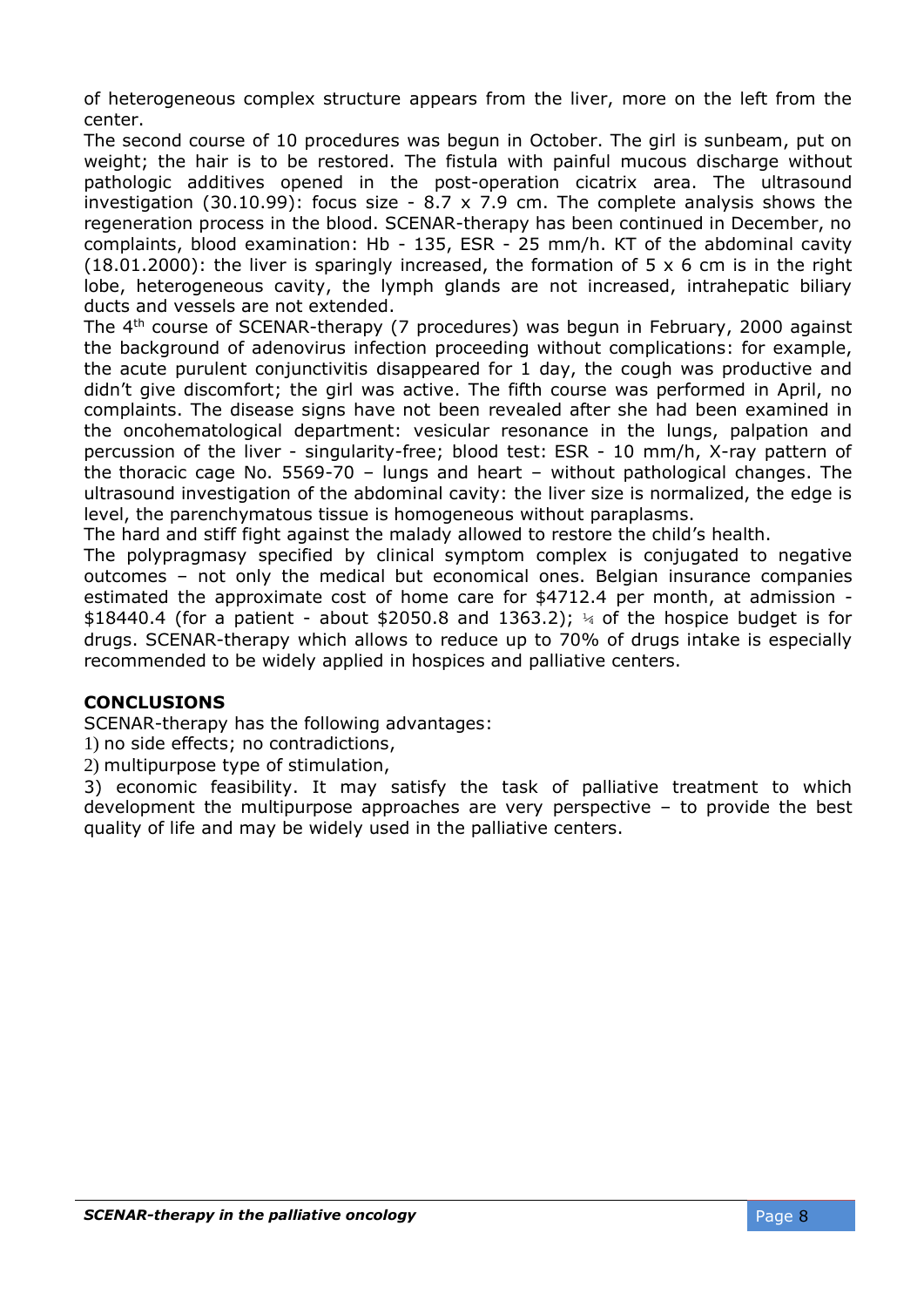of heterogeneous complex structure appears from the liver, more on the left from the center.

The second course of 10 procedures was begun in October. The girl is sunbeam, put on weight; the hair is to be restored. The fistula with painful mucous discharge without pathologic additives opened in the post-operation cicatrix area. The ultrasound investigation (30.10.99): focus size - 8.7 x 7.9 cm. The complete analysis shows the regeneration process in the blood. SCENAR-therapy has been continued in December, no complaints, blood examination: Hb - 135, ESR - 25 mm/h. KT of the abdominal cavity (18.01.2000): the liver is sparingly increased, the formation of 5 x 6 cm is in the right lobe, heterogeneous cavity, the lymph glands are not increased, intrahepatic biliary ducts and vessels are not extended.

The 4th course of SCENAR-therapy (7 procedures) was begun in February, 2000 against the background of adenovirus infection proceeding without complications: for example, the acute purulent conjunctivitis disappeared for 1 day, the cough was productive and didn't give discomfort; the girl was active. The fifth course was performed in April, no complaints. The disease signs have not been revealed after she had been examined in the oncohematological department: vesicular resonance in the lungs, palpation and percussion of the liver - singularity-free; blood test: ESR - 10 mm/h, X-ray pattern of the thoracic cage No. 5569-70 – lungs and heart – without pathological changes. The ultrasound investigation of the abdominal cavity: the liver size is normalized, the edge is level, the parenchymatous tissue is homogeneous without paraplasms.

The hard and stiff fight against the malady allowed to restore the child's health.

The polypragmasy specified by clinical symptom complex is conjugated to negative outcomes – not only the medical but economical ones. Belgian insurance companies estimated the approximate cost of home care for $4712.4 per month, at admission - $18440.4 (for a patient - about $2050.8 and 1363.2); ¼ of the hospice budget is for drugs. SCENAR-therapy which allows to reduce up to 70% of drugs intake is especially recommended to be widely applied in hospices and palliative centers.

**CONCLUSIONS**

SCENAR-therapy has the following advantages:

1) no side effects; no contradictions,

2) multipurpose type of stimulation,

3) economic feasibility. It may satisfy the task of palliative treatment to which development the multipurpose approaches are very perspective – to provide the best quality of life and may be widely used in the palliative centers.